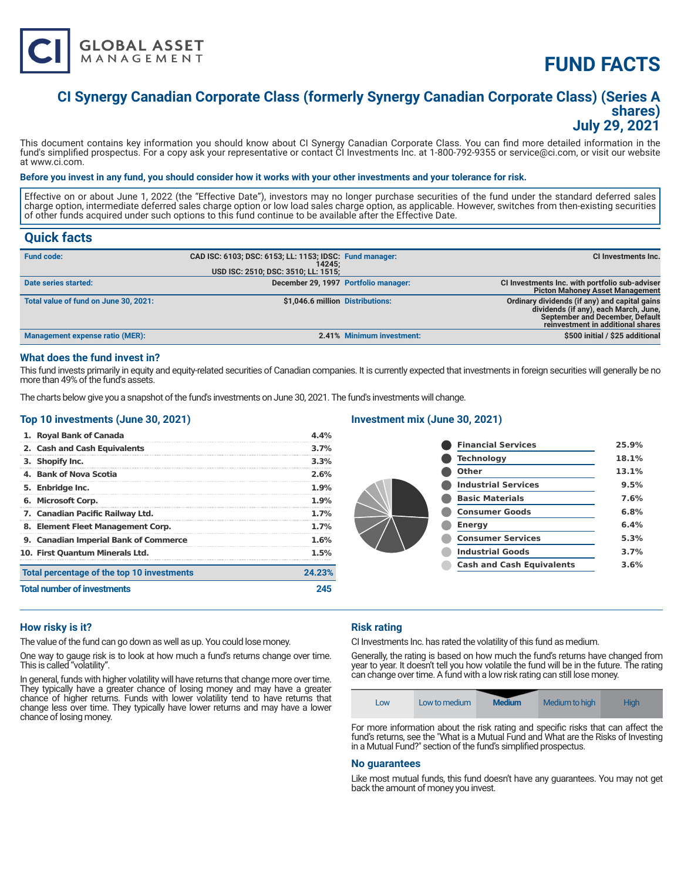# FUND FACTS

## CI Synergy Canadian Corporate Class (formerly Synergy Canadian Corporate Class) (Series A shares)
## July 29, 2021

This document contains key information you should know about CI Synergy Canadian Corporate Class. You can find more detailed information in the fund's simplified prospectus. For a copy ask your representative or contact CI Investments Inc. at 1-800-792-9355 or service@ci.com, or visit our website at www.ci.com.

**Before you invest in any fund, you should consider how it works with your other investments and your tolerance for risk.**

Effective on or about June 1, 2022 (the "Effective Date"), investors may no longer purchase securities of the fund under the standard deferred sales charge option, intermediate deferred sales charge option or low load sales charge option, as applicable. However, switches from then-existing securities of other funds acquired under such options to this fund continue to be available after the Effective Date.

## Quick facts

| | | | |
|---|---|---|---|
| **Fund code:** | CAD ISC: 6103; DSC: 6153; LL: 1153; IDSC: 14245; USD ISC: 2510; DSC: 3510; LL: 1515; | **Fund manager:** | CI Investments Inc. |
| **Date series started:** | December 29, 1997 | **Portfolio manager:** | CI Investments Inc. with portfolio sub-adviser Picton Mahoney Asset Management |
| **Total value of fund on June 30, 2021:** | $1,046.6 million | **Distributions:** | Ordinary dividends (if any) and capital gains dividends (if any), each March, June, September and December, Default reinvestment in additional shares |
| **Management expense ratio (MER):** | 2.41% | **Minimum investment:** | $500 initial / $25 additional |

### What does the fund invest in?

This fund invests primarily in equity and equity-related securities of Canadian companies. It is currently expected that investments in foreign securities will generally be no more than 49% of the fund's assets.

The charts below give you a snapshot of the fund's investments on June 30, 2021. The fund's investments will change.

### Top 10 investments (June 30, 2021)

| | |
|---|---|
| 1. Royal Bank of Canada | 4.4% |
| 2. Cash and Cash Equivalents | 3.7% |
| 3. Shopify Inc. | 3.3% |
| 4. Bank of Nova Scotia | 2.6% |
| 5. Enbridge Inc. | 1.9% |
| 6. Microsoft Corp. | 1.9% |
| 7. Canadian Pacific Railway Ltd. | 1.7% |
| 8. Element Fleet Management Corp. | 1.7% |
| 9. Canadian Imperial Bank of Commerce | 1.6% |
| 10. First Quantum Minerals Ltd. | 1.5% |
| **Total percentage of the top 10 investments** | **24.23%** |
| **Total number of investments** | **245** |

### Investment mix (June 30, 2021)

| | |
|---|---|
| Financial Services | 25.9% |
| Technology | 18.1% |
| Other | 13.1% |
| Industrial Services | 9.5% |
| Basic Materials | 7.6% |
| Consumer Goods | 6.8% |
| Energy | 6.4% |
| Consumer Services | 5.3% |
| Industrial Goods | 3.7% |
| Cash and Cash Equivalents | 3.6% |

### How risky is it?

The value of the fund can go down as well as up. You could lose money.

One way to gauge risk is to look at how much a fund's returns change over time. This is called "volatility".

In general, funds with higher volatility will have returns that change more over time. They typically have a greater chance of losing money and may have a greater chance of higher returns. Funds with lower volatility tend to have returns that change less over time. They typically have lower returns and may have a lower chance of losing money.

### Risk rating

CI Investments Inc. has rated the volatility of this fund as medium.

Generally, the rating is based on how much the fund's returns have changed from year to year. It doesn't tell you how volatile the fund will be in the future. The rating can change over time. A fund with a low risk rating can still lose money.

| Low | Low to medium | **Medium** | Medium to high | High |
|---|---|---|---|---|

For more information about the risk rating and specific risks that can affect the fund's returns, see the "What is a Mutual Fund and What are the Risks of Investing in a Mutual Fund?" section of the fund's simplified prospectus.

### No guarantees

Like most mutual funds, this fund doesn't have any guarantees. You may not get back the amount of money you invest.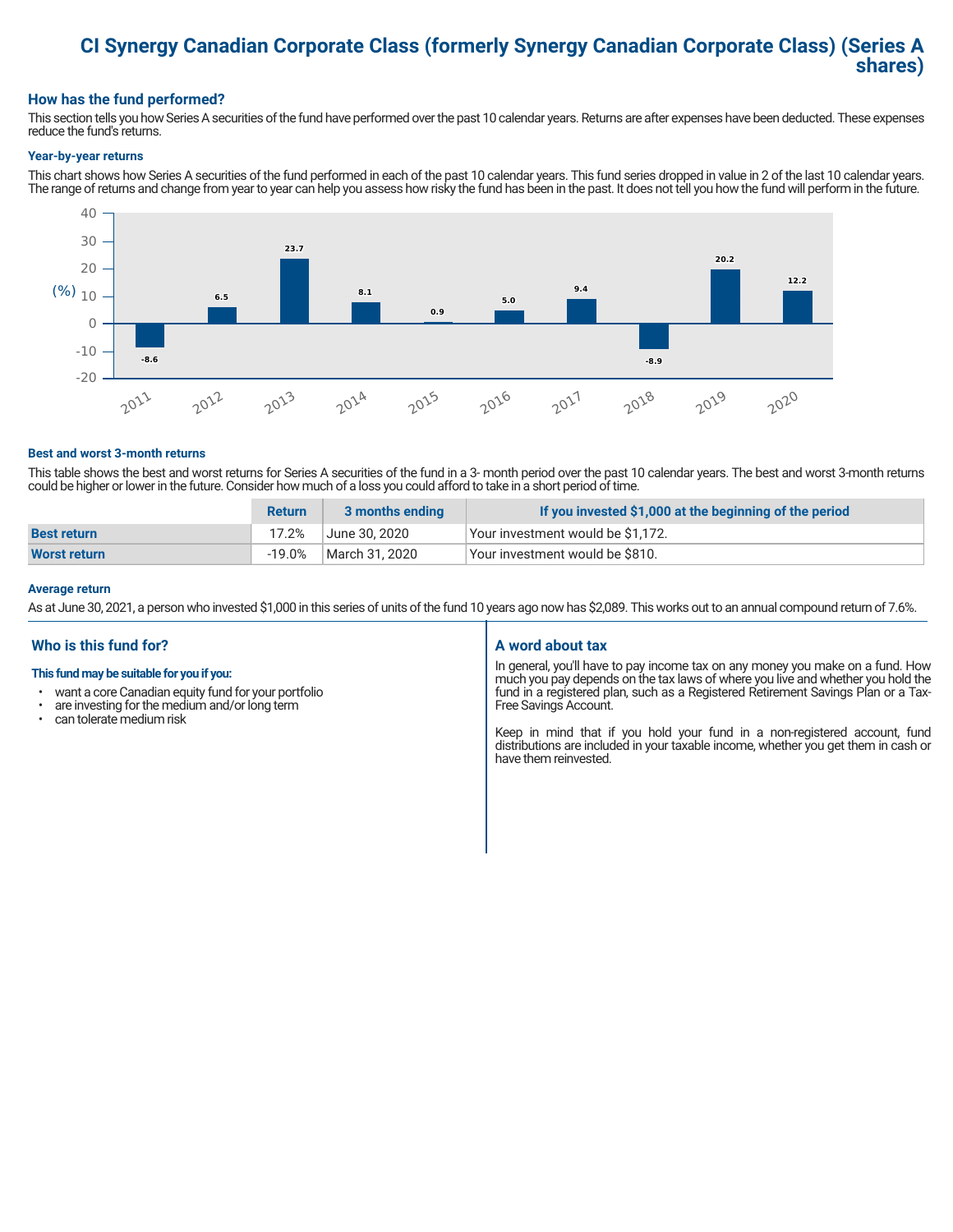# CI Synergy Canadian Corporate Class (formerly Synergy Canadian Corporate Class) (Series A shares)

## How has the fund performed?

This section tells you how Series A securities of the fund have performed over the past 10 calendar years. Returns are after expenses have been deducted. These expenses reduce the fund's returns.

### Year-by-year returns

This chart shows how Series A securities of the fund performed in each of the past 10 calendar years. This fund series dropped in value in 2 of the last 10 calendar years. The range of returns and change from year to year can help you assess how risky the fund has been in the past. It does not tell you how the fund will perform in the future.

| Year | 2011 | 2012 | 2013 | 2014 | 2015 | 2016 | 2017 | 2018 | 2019 | 2020 |
|---|---|---|---|---|---|---|---|---|---|---|
| (%) | -8.6 | 6.5 | 23.7 | 8.1 | 0.9 | 5.0 | 9.4 | -8.9 | 20.2 | 12.2 |

### Best and worst 3-month returns

This table shows the best and worst returns for Series A securities of the fund in a 3- month period over the past 10 calendar years. The best and worst 3-month returns could be higher or lower in the future. Consider how much of a loss you could afford to take in a short period of time.

| | Return | 3 months ending | If you invested $1,000 at the beginning of the period |
|---|---|---|---|
| **Best return** | 17.2% | June 30, 2020 | Your investment would be $1,172. |
| **Worst return** | -19.0% | March 31, 2020 | Your investment would be $810. |

### Average return

As at June 30, 2021, a person who invested $1,000 in this series of units of the fund 10 years ago now has $2,089. This works out to an annual compound return of 7.6%.

## Who is this fund for?

**This fund may be suitable for you if you:**

- want a core Canadian equity fund for your portfolio
- are investing for the medium and/or long term
- can tolerate medium risk

## A word about tax

In general, you'll have to pay income tax on any money you make on a fund. How much you pay depends on the tax laws of where you live and whether you hold the fund in a registered plan, such as a Registered Retirement Savings Plan or a Tax-Free Savings Account.

Keep in mind that if you hold your fund in a non-registered account, fund distributions are included in your taxable income, whether you get them in cash or have them reinvested.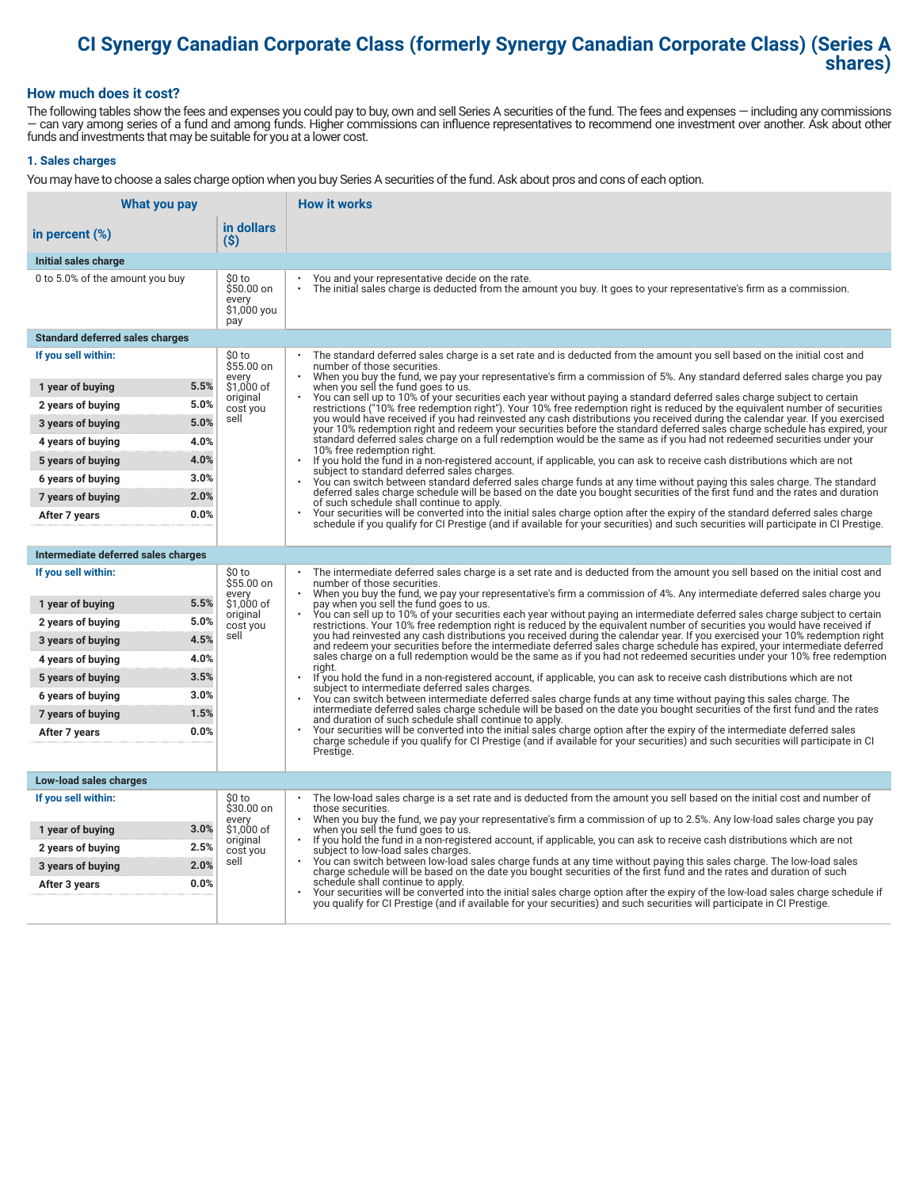# CI Synergy Canadian Corporate Class (formerly Synergy Canadian Corporate Class) (Series A shares)

## How much does it cost?

The following tables show the fees and expenses you could pay to buy, own and sell Series A securities of the fund. The fees and expenses — including any commissions — can vary among series of a fund and among funds. Higher commissions can influence representatives to recommend one investment over another. Ask about other funds and investments that may be suitable for you at a lower cost.

### 1. Sales charges

You may have to choose a sales charge option when you buy Series A securities of the fund. Ask about pros and cons of each option.

| What you pay | | | How it works |
|---|---|---|---|
| **in percent (%)** | | **in dollars ($)** | |
| **Initial sales charge** | | | |
| 0 to 5.0% of the amount you buy | | $0 to $50.00 on every $1,000 you pay | • You and your representative decide on the rate.<br>• The initial sales charge is deducted from the amount you buy. It goes to your representative's firm as a commission. |
| **Standard deferred sales charges** | | | |
| **If you sell within:** | | $0 to $55.00 on every $1,000 of original cost you sell | • The standard deferred sales charge is a set rate and is deducted from the amount you sell based on the initial cost and number of those securities.<br>• When you buy the fund, we pay your representative's firm a commission of 5%. Any standard deferred sales charge you pay when you sell the fund goes to us.<br>• You can sell up to 10% of your securities each year without paying a standard deferred sales charge subject to certain restrictions ("10% free redemption right"). Your 10% free redemption right is reduced by the equivalent number of securities you would have received if you had reinvested any cash distributions you received during the calendar year. If you exercised your 10% redemption right and redeem your securities before the standard deferred sales charge schedule has expired, your standard deferred sales charge on a full redemption would be the same as if you had not redeemed securities under your 10% free redemption right.<br>• If you hold the fund in a non-registered account, if applicable, you can ask to receive cash distributions which are not subject to standard deferred sales charges.<br>• You can switch between standard deferred sales charge funds at any time without paying this sales charge. The standard deferred sales charge schedule will be based on the date you bought securities of the first fund and the rates and duration of such schedule shall continue to apply.<br>• Your securities will be converted into the initial sales charge option after the expiry of the standard deferred sales charge schedule if you qualify for CI Prestige (and if available for your securities) and such securities will participate in CI Prestige. |
| 1 year of buying | 5.5% | | |
| 2 years of buying | 5.0% | | |
| 3 years of buying | 5.0% | | |
| 4 years of buying | 4.0% | | |
| 5 years of buying | 4.0% | | |
| 6 years of buying | 3.0% | | |
| 7 years of buying | 2.0% | | |
| After 7 years | 0.0% | | |
| **Intermediate deferred sales charges** | | | |
| **If you sell within:** | | $0 to $55.00 on every $1,000 of original cost you sell | • The intermediate deferred sales charge is a set rate and is deducted from the amount you sell based on the initial cost and number of those securities.<br>• When you buy the fund, we pay your representative's firm a commission of 4%. Any intermediate deferred sales charge you pay when you sell the fund goes to us.<br>• You can sell up to 10% of your securities each year without paying an intermediate deferred sales charge subject to certain restrictions. Your 10% free redemption right is reduced by the equivalent number of securities you would have received if you had reinvested any cash distributions you received during the calendar year. If you exercised your 10% redemption right and redeem your securities before the intermediate deferred sales charge schedule has expired, your intermediate deferred sales charge on a full redemption would be the same as if you had not redeemed securities under your 10% free redemption right.<br>• If you hold the fund in a non-registered account, if applicable, you can ask to receive cash distributions which are not subject to intermediate deferred sales charges.<br>• You can switch between intermediate deferred sales charge funds at any time without paying this sales charge. The intermediate deferred sales charge schedule will be based on the date you bought securities of the first fund and the rates and duration of such schedule shall continue to apply.<br>• Your securities will be converted into the initial sales charge option after the expiry of the intermediate deferred sales charge schedule if you qualify for CI Prestige (and if available for your securities) and such securities will participate in CI Prestige. |
| 1 year of buying | 5.5% | | |
| 2 years of buying | 5.0% | | |
| 3 years of buying | 4.5% | | |
| 4 years of buying | 4.0% | | |
| 5 years of buying | 3.5% | | |
| 6 years of buying | 3.0% | | |
| 7 years of buying | 1.5% | | |
| After 7 years | 0.0% | | |
| **Low-load sales charges** | | | |
| **If you sell within:** | | $0 to $30.00 on every $1,000 of original cost you sell | • The low-load sales charge is a set rate and is deducted from the amount you sell based on the initial cost and number of those securities.<br>• When you buy the fund, we pay your representative's firm a commission of up to 2.5%. Any low-load sales charge you pay when you sell the fund goes to us.<br>• If you hold the fund in a non-registered account, if applicable, you can ask to receive cash distributions which are not subject to low-load sales charges.<br>• You can switch between low-load sales charge funds at any time without paying this sales charge. The low-load sales charge schedule will be based on the date you bought securities of the first fund and the rates and duration of such schedule shall continue to apply.<br>• Your securities will be converted into the initial sales charge option after the expiry of the low-load sales charge schedule if you qualify for CI Prestige (and if available for your securities) and such securities will participate in CI Prestige. |
| 1 year of buying | 3.0% | | |
| 2 years of buying | 2.5% | | |
| 3 years of buying | 2.0% | | |
| After 3 years | 0.0% | | |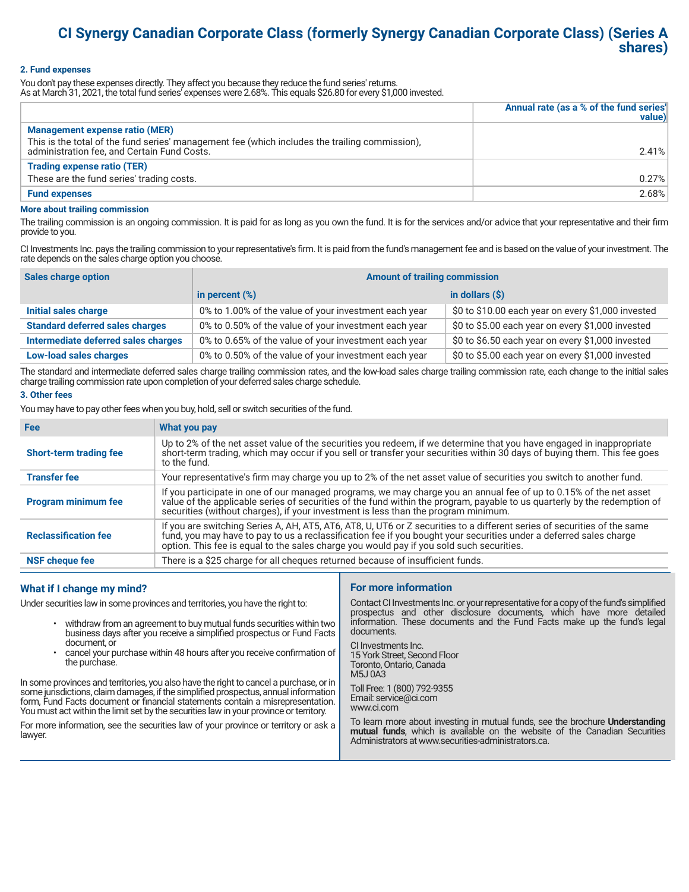# CI Synergy Canadian Corporate Class (formerly Synergy Canadian Corporate Class) (Series A shares)

### 2. Fund expenses

You don't pay these expenses directly. They affect you because they reduce the fund series' returns.
As at March 31, 2021, the total fund series' expenses were 2.68%. This equals $26.80 for every $1,000 invested.

| | Annual rate (as a % of the fund series' value) |
|---|---|
| **Management expense ratio (MER)**<br>This is the total of the fund series' management fee (which includes the trailing commission), administration fee, and Certain Fund Costs. | 2.41% |
| **Trading expense ratio (TER)**<br>These are the fund series' trading costs. | 0.27% |
| **Fund expenses** | 2.68% |

### More about trailing commission

The trailing commission is an ongoing commission. It is paid for as long as you own the fund. It is for the services and/or advice that your representative and their firm provide to you.

CI Investments Inc. pays the trailing commission to your representative's firm. It is paid from the fund's management fee and is based on the value of your investment. The rate depends on the sales charge option you choose.

| Sales charge option | Amount of trailing commission | |
|---|---|---|
| | in percent (%) | in dollars ($) |
| **Initial sales charge** | 0% to 1.00% of the value of your investment each year | $0 to $10.00 each year on every $1,000 invested |
| **Standard deferred sales charges** | 0% to 0.50% of the value of your investment each year | $0 to $5.00 each year on every $1,000 invested |
| **Intermediate deferred sales charges** | 0% to 0.65% of the value of your investment each year | $0 to $6.50 each year on every $1,000 invested |
| **Low-load sales charges** | 0% to 0.50% of the value of your investment each year | $0 to $5.00 each year on every $1,000 invested |

The standard and intermediate deferred sales charge trailing commission rates, and the low-load sales charge trailing commission rate, each change to the initial sales charge trailing commission rate upon completion of your deferred sales charge schedule.

### 3. Other fees

You may have to pay other fees when you buy, hold, sell or switch securities of the fund.

| Fee | What you pay |
|---|---|
| **Short-term trading fee** | Up to 2% of the net asset value of the securities you redeem, if we determine that you have engaged in inappropriate short-term trading, which may occur if you sell or transfer your securities within 30 days of buying them. This fee goes to the fund. |
| **Transfer fee** | Your representative's firm may charge you up to 2% of the net asset value of securities you switch to another fund. |
| **Program minimum fee** | If you participate in one of our managed programs, we may charge you an annual fee of up to 0.15% of the net asset value of the applicable series of securities of the fund within the program, payable to us quarterly by the redemption of securities (without charges), if your investment is less than the program minimum. |
| **Reclassification fee** | If you are switching Series A, AH, AT5, AT6, AT8, U, UT6 or Z securities to a different series of securities of the same fund, you may have to pay to us a reclassification fee if you bought your securities under a deferred sales charge option. This fee is equal to the sales charge you would pay if you sold such securities. |
| **NSF cheque fee** | There is a $25 charge for all cheques returned because of insufficient funds. |

## What if I change my mind?

Under securities law in some provinces and territories, you have the right to:

- withdraw from an agreement to buy mutual funds securities within two business days after you receive a simplified prospectus or Fund Facts document, or
- cancel your purchase within 48 hours after you receive confirmation of the purchase.

In some provinces and territories, you also have the right to cancel a purchase, or in some jurisdictions, claim damages, if the simplified prospectus, annual information form, Fund Facts document or financial statements contain a misrepresentation. You must act within the limit set by the securities law in your province or territory.

For more information, see the securities law of your province or territory or ask a lawyer.

## For more information

Contact CI Investments Inc. or your representative for a copy of the fund's simplified prospectus and other disclosure documents, which have more detailed information. These documents and the Fund Facts make up the fund's legal documents.

CI Investments Inc.
15 York Street, Second Floor
Toronto, Ontario, Canada
M5J 0A3

Toll Free: 1 (800) 792-9355
Email: service@ci.com
www.ci.com

To learn more about investing in mutual funds, see the brochure **Understanding mutual funds**, which is available on the website of the Canadian Securities Administrators at www.securities-administrators.ca.